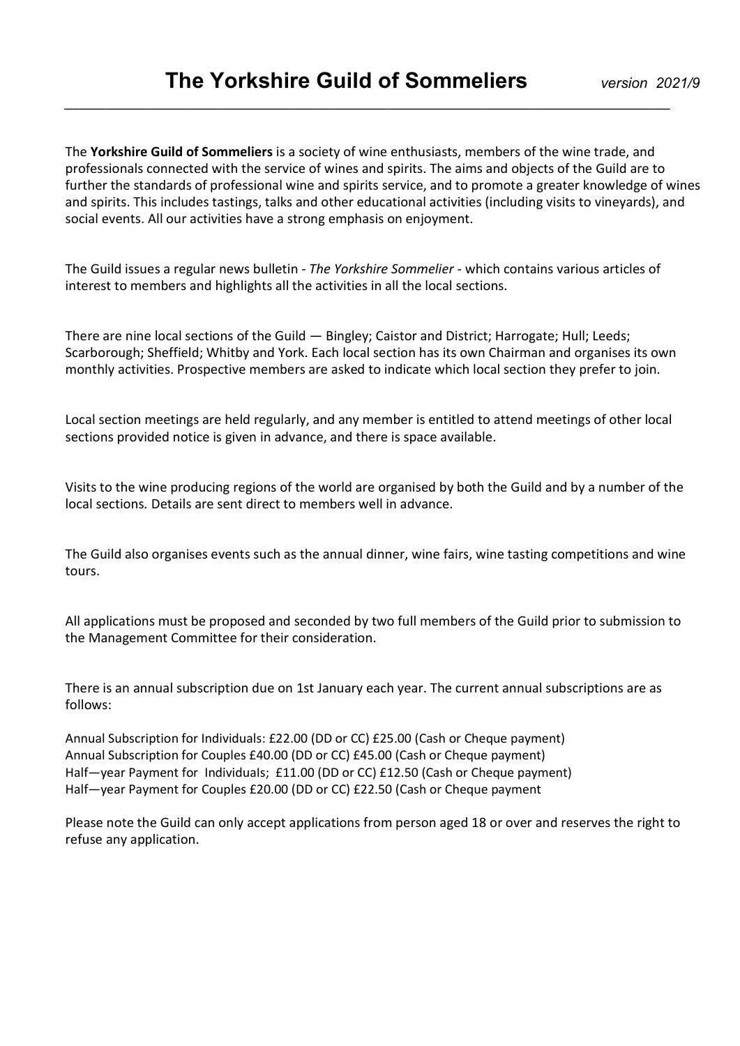# The Yorkshire Guild of Sommeliers

*version 2021/9*

The **Yorkshire Guild of Sommeliers** is a society of wine enthusiasts, members of the wine trade, and professionals connected with the service of wines and spirits. The aims and objects of the Guild are to further the standards of professional wine and spirits service, and to promote a greater knowledge of wines and spirits. This includes tastings, talks and other educational activities (including visits to vineyards), and social events. All our activities have a strong emphasis on enjoyment.

The Guild issues a regular news bulletin - *The Yorkshire Sommelier* - which contains various articles of interest to members and highlights all the activities in all the local sections.

There are nine local sections of the Guild — Bingley; Caistor and District; Harrogate; Hull; Leeds; Scarborough; Sheffield; Whitby and York. Each local section has its own Chairman and organises its own monthly activities. Prospective members are asked to indicate which local section they prefer to join.

Local section meetings are held regularly, and any member is entitled to attend meetings of other local sections provided notice is given in advance, and there is space available.

Visits to the wine producing regions of the world are organised by both the Guild and by a number of the local sections. Details are sent direct to members well in advance.

The Guild also organises events such as the annual dinner, wine fairs, wine tasting competitions and wine tours.

All applications must be proposed and seconded by two full members of the Guild prior to submission to the Management Committee for their consideration.

There is an annual subscription due on 1st January each year. The current annual subscriptions are as follows:

Annual Subscription for Individuals: £22.00 (DD or CC) £25.00 (Cash or Cheque payment)
Annual Subscription for Couples £40.00 (DD or CC) £45.00 (Cash or Cheque payment)
Half—year Payment for Individuals; £11.00 (DD or CC) £12.50 (Cash or Cheque payment)
Half—year Payment for Couples £20.00 (DD or CC) £22.50 (Cash or Cheque payment

Please note the Guild can only accept applications from person aged 18 or over and reserves the right to refuse any application.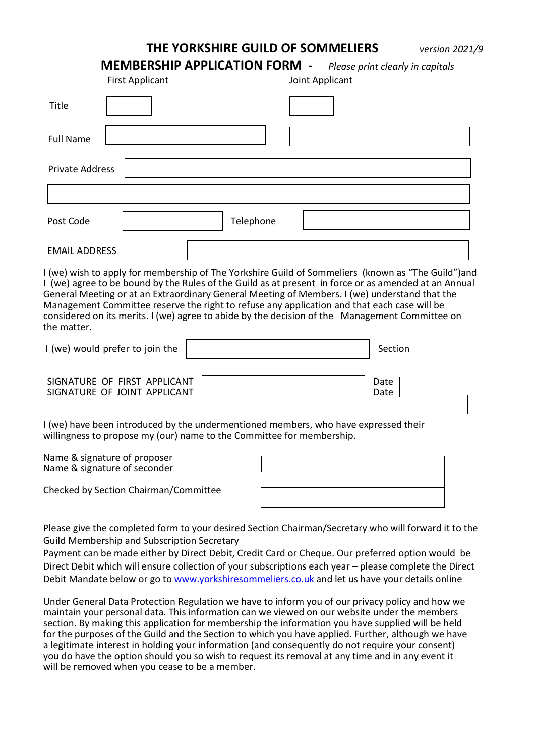# THE YORKSHIRE GUILD OF SOMMELIERS

*version 2021/9*

## MEMBERSHIP APPLICATION FORM - *Please print clearly in capitals*

| | First Applicant | Joint Applicant |
|---|---|---|
| Title | | |
| Full Name | | |
| Private Address | | |
| | | |
| Post Code | | Telephone |
| EMAIL ADDRESS | | |

I (we) wish to apply for membership of The Yorkshire Guild of Sommeliers (known as "The Guild")and I (we) agree to be bound by the Rules of the Guild as at present in force or as amended at an Annual General Meeting or at an Extraordinary General Meeting of Members. I (we) understand that the Management Committee reserve the right to refuse any application and that each case will be considered on its merits. I (we) agree to abide by the decision of the Management Committee on the matter.

I (we) would prefer to join the ____________________ Section

| | | | |
|---|---|---|---|
| SIGNATURE OF FIRST APPLICANT | | Date | |
| SIGNATURE OF JOINT APPLICANT | | Date | |

I (we) have been introduced by the undermentioned members, who have expressed their willingness to propose my (our) name to the Committee for membership.

| | |
|---|---|
| Name & signature of proposer | |
| Name & signature of seconder | |
| Checked by Section Chairman/Committee | |

Please give the completed form to your desired Section Chairman/Secretary who will forward it to the Guild Membership and Subscription Secretary

Payment can be made either by Direct Debit, Credit Card or Cheque. Our preferred option would be Direct Debit which will ensure collection of your subscriptions each year – please complete the Direct Debit Mandate below or go to www.yorkshiresommeliers.co.uk and let us have your details online

Under General Data Protection Regulation we have to inform you of our privacy policy and how we maintain your personal data. This information can we viewed on our website under the members section. By making this application for membership the information you have supplied will be held for the purposes of the Guild and the Section to which you have applied. Further, although we have a legitimate interest in holding your information (and consequently do not require your consent) you do have the option should you so wish to request its removal at any time and in any event it will be removed when you cease to be a member.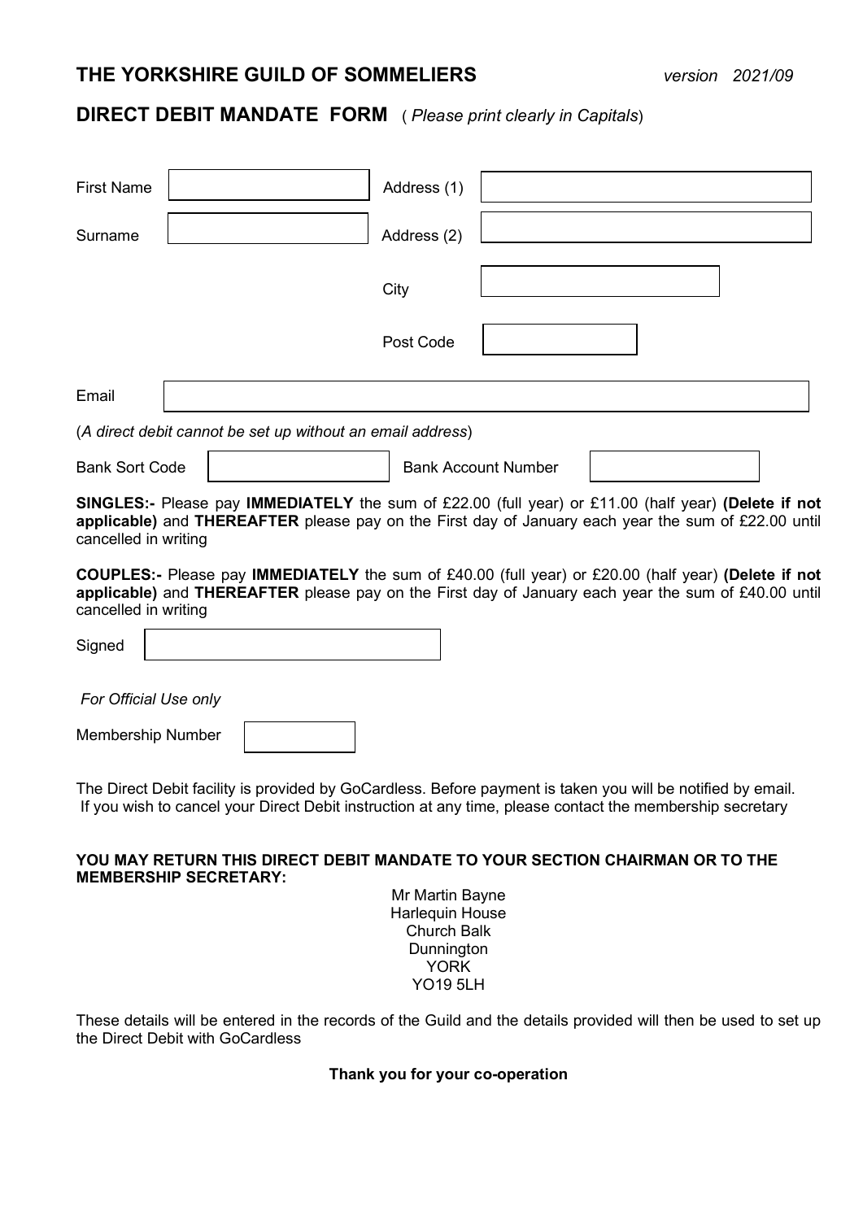## THE YORKSHIRE GUILD OF SOMMELIERS

*version 2021/09*

## DIRECT DEBIT MANDATE FORM ( *Please print clearly in Capitals*)

First Name

Surname

Address (1)

Address (2)

City

Post Code

Email

(*A direct debit cannot be set up without an email address*)

Bank Sort Code

Bank Account Number

**SINGLES:-** Please pay **IMMEDIATELY** the sum of £22.00 (full year) or £11.00 (half year) **(Delete if not applicable)** and **THEREAFTER** please pay on the First day of January each year the sum of £22.00 until cancelled in writing

**COUPLES:-** Please pay **IMMEDIATELY** the sum of £40.00 (full year) or £20.00 (half year) **(Delete if not applicable)** and **THEREAFTER** please pay on the First day of January each year the sum of £40.00 until cancelled in writing

Signed

*For Official Use only*

Membership Number

The Direct Debit facility is provided by GoCardless. Before payment is taken you will be notified by email. If you wish to cancel your Direct Debit instruction at any time, please contact the membership secretary

**YOU MAY RETURN THIS DIRECT DEBIT MANDATE TO YOUR SECTION CHAIRMAN OR TO THE MEMBERSHIP SECRETARY:**

Mr Martin Bayne
Harlequin House
Church Balk
Dunnington
YORK
YO19 5LH

These details will be entered in the records of the Guild and the details provided will then be used to set up the Direct Debit with GoCardless

**Thank you for your co-operation**